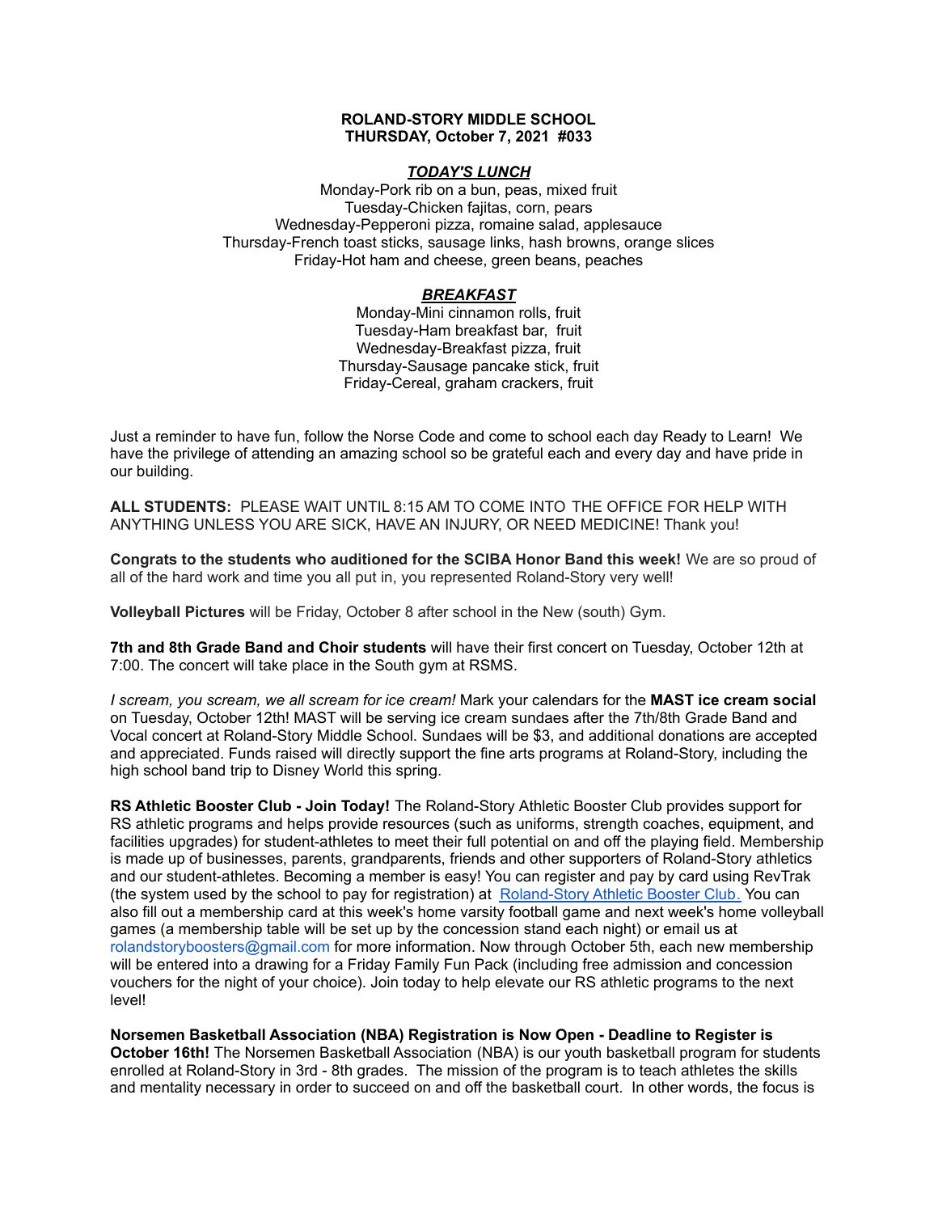**ROLAND-STORY MIDDLE SCHOOL**
**THURSDAY, October 7, 2021 #033**

***TODAY'S LUNCH***

Monday-Pork rib on a bun, peas, mixed fruit
Tuesday-Chicken fajitas, corn, pears
Wednesday-Pepperoni pizza, romaine salad, applesauce
Thursday-French toast sticks, sausage links, hash browns, orange slices
Friday-Hot ham and cheese, green beans, peaches

***BREAKFAST***

Monday-Mini cinnamon rolls, fruit
Tuesday-Ham breakfast bar, fruit
Wednesday-Breakfast pizza, fruit
Thursday-Sausage pancake stick, fruit
Friday-Cereal, graham crackers, fruit

Just a reminder to have fun, follow the Norse Code and come to school each day Ready to Learn! We have the privilege of attending an amazing school so be grateful each and every day and have pride in our building.

**ALL STUDENTS:** PLEASE WAIT UNTIL 8:15 AM TO COME INTO THE OFFICE FOR HELP WITH ANYTHING UNLESS YOU ARE SICK, HAVE AN INJURY, OR NEED MEDICINE! Thank you!

**Congrats to the students who auditioned for the SCIBA Honor Band this week!** We are so proud of all of the hard work and time you all put in, you represented Roland-Story very well!

**Volleyball Pictures** will be Friday, October 8 after school in the New (south) Gym.

**7th and 8th Grade Band and Choir students** will have their first concert on Tuesday, October 12th at 7:00. The concert will take place in the South gym at RSMS.

*I scream, you scream, we all scream for ice cream!* Mark your calendars for the **MAST ice cream social** on Tuesday, October 12th! MAST will be serving ice cream sundaes after the 7th/8th Grade Band and Vocal concert at Roland-Story Middle School. Sundaes will be $3, and additional donations are accepted and appreciated. Funds raised will directly support the fine arts programs at Roland-Story, including the high school band trip to Disney World this spring.

**RS Athletic Booster Club - Join Today!** The Roland-Story Athletic Booster Club provides support for RS athletic programs and helps provide resources (such as uniforms, strength coaches, equipment, and facilities upgrades) for student-athletes to meet their full potential on and off the playing field. Membership is made up of businesses, parents, grandparents, friends and other supporters of Roland-Story athletics and our student-athletes. Becoming a member is easy! You can register and pay by card using RevTrak (the system used by the school to pay for registration) at Roland-Story Athletic Booster Club. You can also fill out a membership card at this week's home varsity football game and next week's home volleyball games (a membership table will be set up by the concession stand each night) or email us at rolandstoryboosters@gmail.com for more information. Now through October 5th, each new membership will be entered into a drawing for a Friday Family Fun Pack (including free admission and concession vouchers for the night of your choice). Join today to help elevate our RS athletic programs to the next level!

**Norsemen Basketball Association (NBA) Registration is Now Open - Deadline to Register is October 16th!** The Norsemen Basketball Association (NBA) is our youth basketball program for students enrolled at Roland-Story in 3rd - 8th grades. The mission of the program is to teach athletes the skills and mentality necessary in order to succeed on and off the basketball court. In other words, the focus is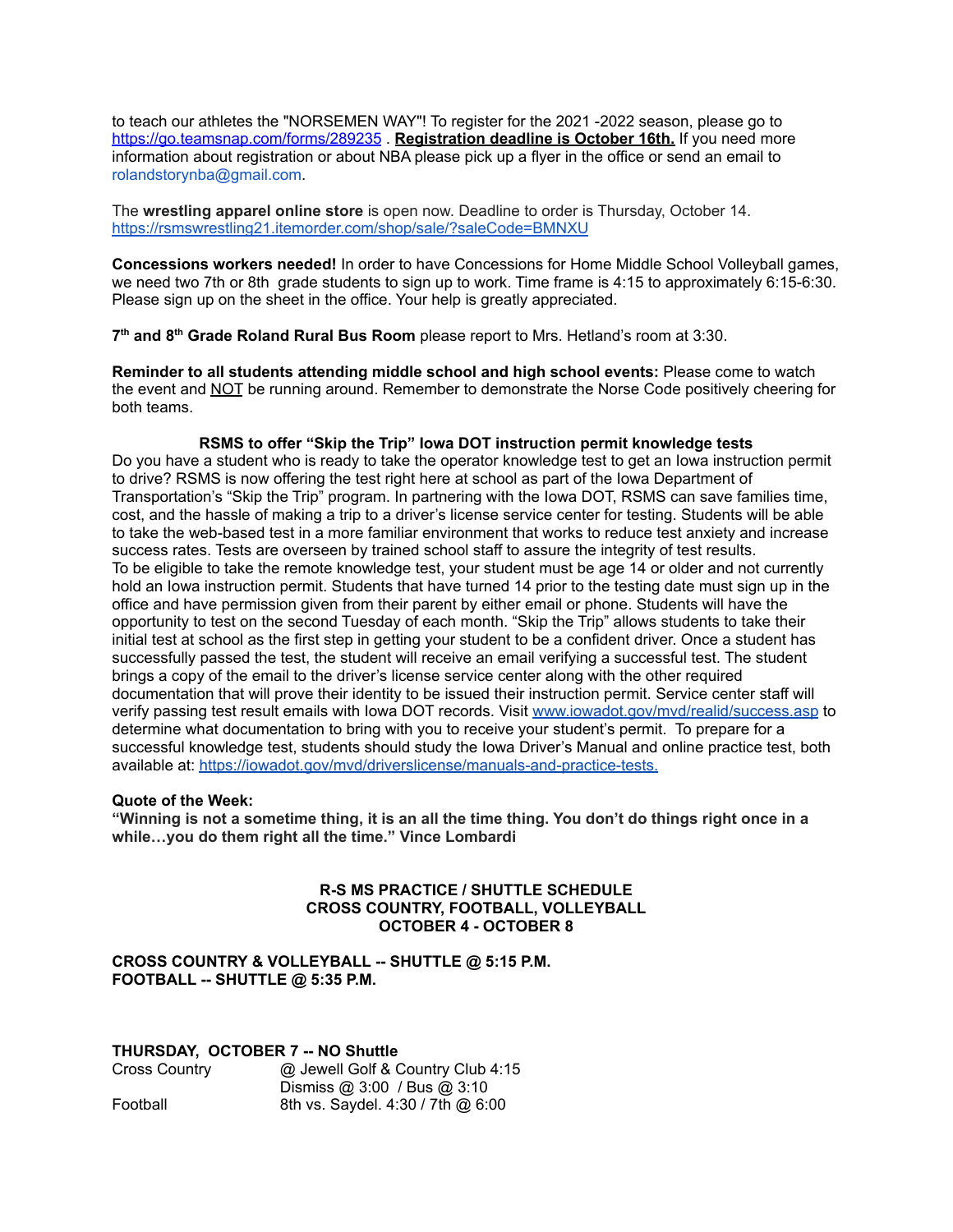to teach our athletes the "NORSEMEN WAY"! To register for the 2021 -2022 season, please go to https://go.teamsnap.com/forms/289235 . **Registration deadline is October 16th.** If you need more information about registration or about NBA please pick up a flyer in the office or send an email to rolandstorynba@gmail.com.

The **wrestling apparel online store** is open now. Deadline to order is Thursday, October 14. https://rsmswrestling21.itemorder.com/shop/sale/?saleCode=BMNXU

**Concessions workers needed!** In order to have Concessions for Home Middle School Volleyball games, we need two 7th or 8th grade students to sign up to work. Time frame is 4:15 to approximately 6:15-6:30. Please sign up on the sheet in the office. Your help is greatly appreciated.

**7th and 8th Grade Roland Rural Bus Room** please report to Mrs. Hetland's room at 3:30.

**Reminder to all students attending middle school and high school events:** Please come to watch the event and NOT be running around. Remember to demonstrate the Norse Code positively cheering for both teams.

**RSMS to offer "Skip the Trip" Iowa DOT instruction permit knowledge tests**

Do you have a student who is ready to take the operator knowledge test to get an Iowa instruction permit to drive? RSMS is now offering the test right here at school as part of the Iowa Department of Transportation's "Skip the Trip" program. In partnering with the Iowa DOT, RSMS can save families time, cost, and the hassle of making a trip to a driver's license service center for testing. Students will be able to take the web-based test in a more familiar environment that works to reduce test anxiety and increase success rates. Tests are overseen by trained school staff to assure the integrity of test results.
To be eligible to take the remote knowledge test, your student must be age 14 or older and not currently hold an Iowa instruction permit. Students that have turned 14 prior to the testing date must sign up in the office and have permission given from their parent by either email or phone. Students will have the opportunity to test on the second Tuesday of each month. "Skip the Trip" allows students to take their initial test at school as the first step in getting your student to be a confident driver. Once a student has successfully passed the test, the student will receive an email verifying a successful test. The student brings a copy of the email to the driver's license service center along with the other required documentation that will prove their identity to be issued their instruction permit. Service center staff will verify passing test result emails with Iowa DOT records. Visit www.iowadot.gov/mvd/realid/success.asp to determine what documentation to bring with you to receive your student's permit. To prepare for a successful knowledge test, students should study the Iowa Driver's Manual and online practice test, both available at: https://iowadot.gov/mvd/driverslicense/manuals-and-practice-tests.

**Quote of the Week:**
**"Winning is not a sometime thing, it is an all the time thing. You don't do things right once in a while…you do them right all the time." Vince Lombardi**

**R-S MS PRACTICE / SHUTTLE SCHEDULE**
**CROSS COUNTRY, FOOTBALL, VOLLEYBALL**
**OCTOBER 4 - OCTOBER 8**

**CROSS COUNTRY & VOLLEYBALL -- SHUTTLE @ 5:15 P.M.**
**FOOTBALL -- SHUTTLE @ 5:35 P.M.**

**THURSDAY, OCTOBER 7 -- NO Shuttle**

| | |
|---|---|
| Cross Country | @ Jewell Golf & Country Club 4:15 |
| | Dismiss @ 3:00 / Bus @ 3:10 |
| Football | 8th vs. Saydel. 4:30 / 7th @ 6:00 |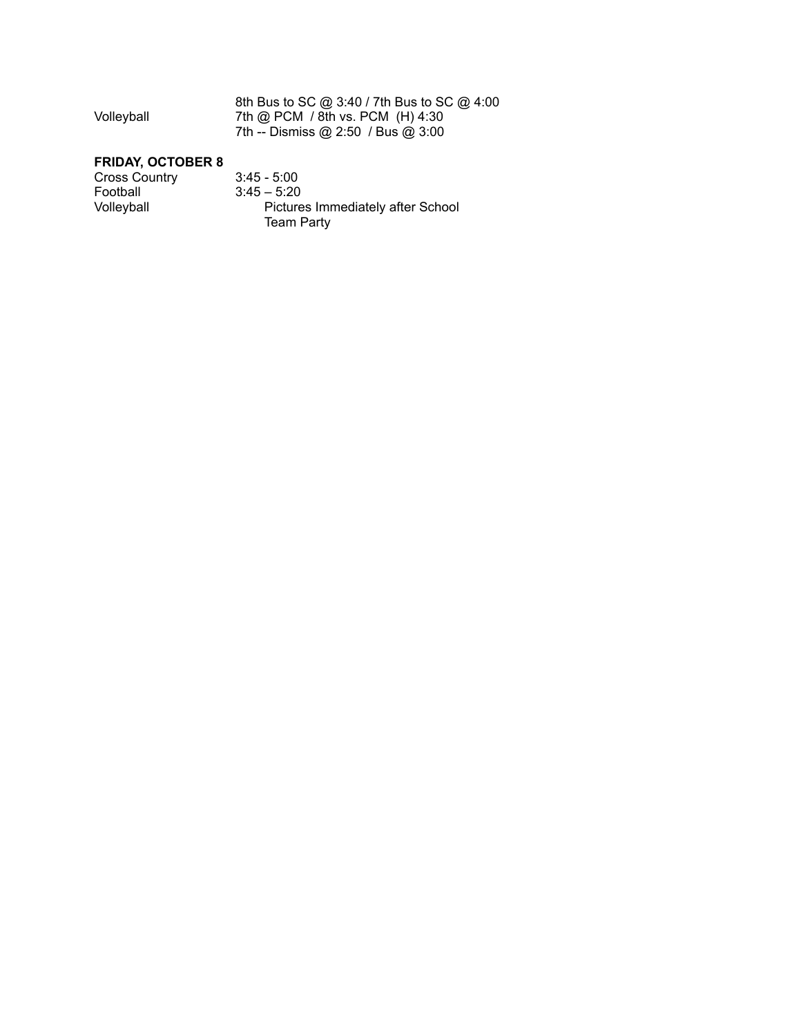| | |
|---|---|
| | 8th Bus to SC @ 3:40 / 7th Bus to SC @ 4:00 |
| Volleyball | 7th @ PCM / 8th vs. PCM (H) 4:30 |
| | 7th -- Dismiss @ 2:50 / Bus @ 3:00 |

**FRIDAY, OCTOBER 8**

| | |
|---|---|
| Cross Country | 3:45 - 5:00 |
| Football | 3:45 – 5:20 |
| Volleyball | Pictures Immediately after School |
| | Team Party |